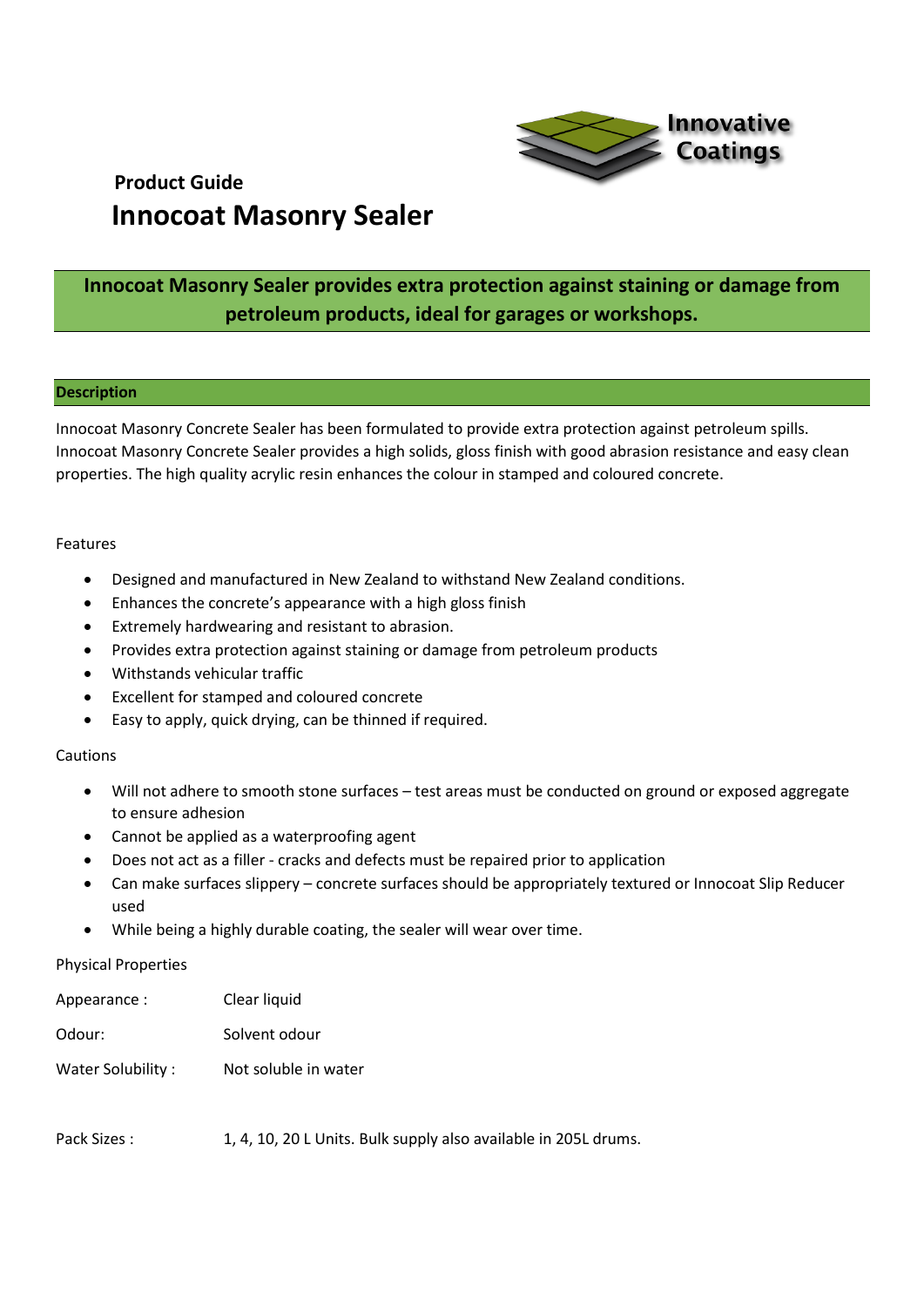Innovative Coatings

**Product Guide**

# Innocoat Masonry Sealer

**Innocoat Masonry Sealer provides extra protection against staining or damage from petroleum products, ideal for garages or workshops.**

## Description

Innocoat Masonry Concrete Sealer has been formulated to provide extra protection against petroleum spills. Innocoat Masonry Concrete Sealer provides a high solids, gloss finish with good abrasion resistance and easy clean properties. The high quality acrylic resin enhances the colour in stamped and coloured concrete.

Features

- Designed and manufactured in New Zealand to withstand New Zealand conditions.
- Enhances the concrete's appearance with a high gloss finish
- Extremely hardwearing and resistant to abrasion.
- Provides extra protection against staining or damage from petroleum products
- Withstands vehicular traffic
- Excellent for stamped and coloured concrete
- Easy to apply, quick drying, can be thinned if required.

Cautions

- Will not adhere to smooth stone surfaces – test areas must be conducted on ground or exposed aggregate to ensure adhesion
- Cannot be applied as a waterproofing agent
- Does not act as a filler - cracks and defects must be repaired prior to application
- Can make surfaces slippery – concrete surfaces should be appropriately textured or Innocoat Slip Reducer used
- While being a highly durable coating, the sealer will wear over time.

Physical Properties

| | |
|---|---|
| Appearance : | Clear liquid |
| Odour: | Solvent odour |
| Water Solubility : | Not soluble in water |

Pack Sizes : 1, 4, 10, 20 L Units. Bulk supply also available in 205L drums.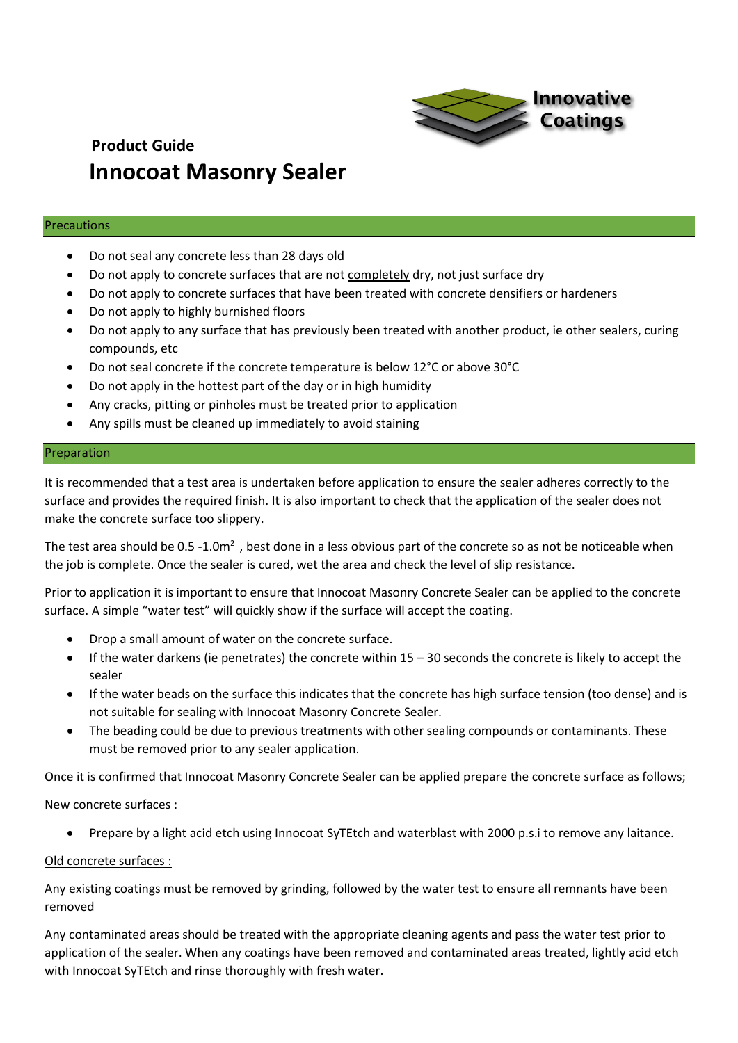**Product Guide**

# Innocoat Masonry Sealer

## Precautions

- Do not seal any concrete less than 28 days old
- Do not apply to concrete surfaces that are not <u>completely</u> dry, not just surface dry
- Do not apply to concrete surfaces that have been treated with concrete densifiers or hardeners
- Do not apply to highly burnished floors
- Do not apply to any surface that has previously been treated with another product, ie other sealers, curing compounds, etc
- Do not seal concrete if the concrete temperature is below 12°C or above 30°C
- Do not apply in the hottest part of the day or in high humidity
- Any cracks, pitting or pinholes must be treated prior to application
- Any spills must be cleaned up immediately to avoid staining

## Preparation

It is recommended that a test area is undertaken before application to ensure the sealer adheres correctly to the surface and provides the required finish. It is also important to check that the application of the sealer does not make the concrete surface too slippery.

The test area should be 0.5 -1.0m$^2$ , best done in a less obvious part of the concrete so as not be noticeable when the job is complete. Once the sealer is cured, wet the area and check the level of slip resistance.

Prior to application it is important to ensure that Innocoat Masonry Concrete Sealer can be applied to the concrete surface. A simple "water test" will quickly show if the surface will accept the coating.

- Drop a small amount of water on the concrete surface.
- If the water darkens (ie penetrates) the concrete within 15 – 30 seconds the concrete is likely to accept the sealer
- If the water beads on the surface this indicates that the concrete has high surface tension (too dense) and is not suitable for sealing with Innocoat Masonry Concrete Sealer.
- The beading could be due to previous treatments with other sealing compounds or contaminants. These must be removed prior to any sealer application.

Once it is confirmed that Innocoat Masonry Concrete Sealer can be applied prepare the concrete surface as follows;

<u>New concrete surfaces :</u>

- Prepare by a light acid etch using Innocoat SyTEtch and waterblast with 2000 p.s.i to remove any laitance.

<u>Old concrete surfaces :</u>

Any existing coatings must be removed by grinding, followed by the water test to ensure all remnants have been removed

Any contaminated areas should be treated with the appropriate cleaning agents and pass the water test prior to application of the sealer. When any coatings have been removed and contaminated areas treated, lightly acid etch with Innocoat SyTEtch and rinse thoroughly with fresh water.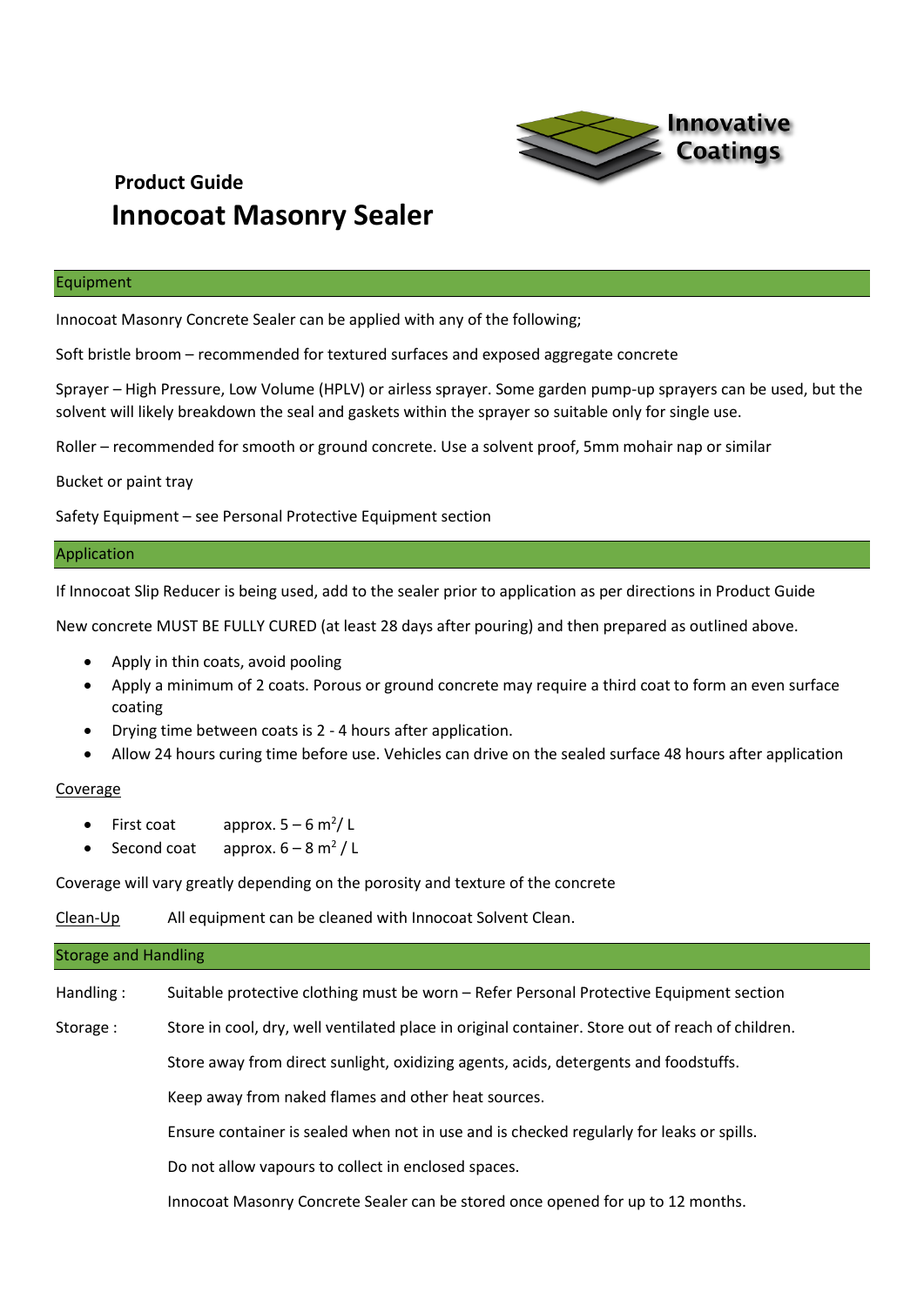Innovative Coatings

**Product Guide**

# Innocoat Masonry Sealer

## Equipment

Innocoat Masonry Concrete Sealer can be applied with any of the following;

Soft bristle broom – recommended for textured surfaces and exposed aggregate concrete

Sprayer – High Pressure, Low Volume (HPLV) or airless sprayer. Some garden pump-up sprayers can be used, but the solvent will likely breakdown the seal and gaskets within the sprayer so suitable only for single use.

Roller – recommended for smooth or ground concrete. Use a solvent proof, 5mm mohair nap or similar

Bucket or paint tray

Safety Equipment – see Personal Protective Equipment section

## Application

If Innocoat Slip Reducer is being used, add to the sealer prior to application as per directions in Product Guide

New concrete MUST BE FULLY CURED (at least 28 days after pouring) and then prepared as outlined above.

- Apply in thin coats, avoid pooling
- Apply a minimum of 2 coats. Porous or ground concrete may require a third coat to form an even surface coating
- Drying time between coats is 2 - 4 hours after application.
- Allow 24 hours curing time before use. Vehicles can drive on the sealed surface 48 hours after application

Coverage

- First coat approx. 5 – 6 $m^2$/ L
- Second coat approx. 6 – 8 $m^2$ / L

Coverage will vary greatly depending on the porosity and texture of the concrete

Clean-Up All equipment can be cleaned with Innocoat Solvent Clean.

## Storage and Handling

Handling : Suitable protective clothing must be worn – Refer Personal Protective Equipment section

Storage : Store in cool, dry, well ventilated place in original container. Store out of reach of children.

Store away from direct sunlight, oxidizing agents, acids, detergents and foodstuffs.

Keep away from naked flames and other heat sources.

Ensure container is sealed when not in use and is checked regularly for leaks or spills.

Do not allow vapours to collect in enclosed spaces.

Innocoat Masonry Concrete Sealer can be stored once opened for up to 12 months.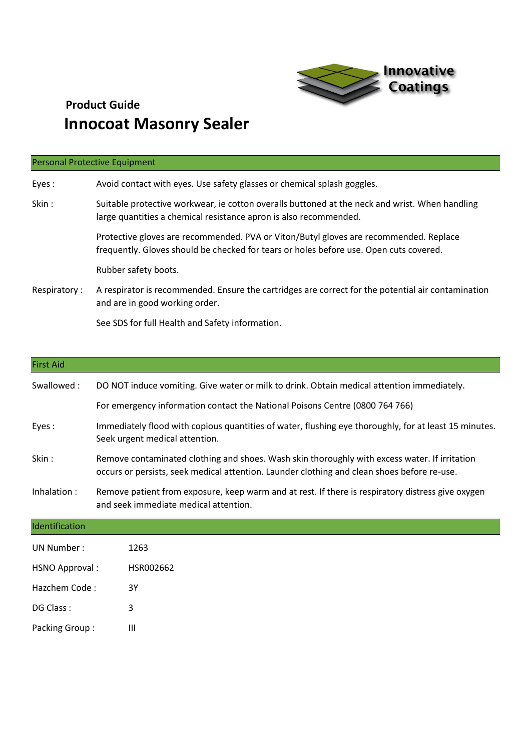Innovative Coatings

**Product Guide**

# Innocoat Masonry Sealer

## Personal Protective Equipment

Eyes : Avoid contact with eyes. Use safety glasses or chemical splash goggles.

Skin : Suitable protective workwear, ie cotton overalls buttoned at the neck and wrist. When handling large quantities a chemical resistance apron is also recommended.

Protective gloves are recommended. PVA or Viton/Butyl gloves are recommended. Replace frequently. Gloves should be checked for tears or holes before use. Open cuts covered.

Rubber safety boots.

Respiratory : A respirator is recommended. Ensure the cartridges are correct for the potential air contamination and are in good working order.

See SDS for full Health and Safety information.

## First Aid

Swallowed : DO NOT induce vomiting. Give water or milk to drink. Obtain medical attention immediately.

For emergency information contact the National Poisons Centre (0800 764 766)

Eyes : Immediately flood with copious quantities of water, flushing eye thoroughly, for at least 15 minutes. Seek urgent medical attention.

Skin : Remove contaminated clothing and shoes. Wash skin thoroughly with excess water. If irritation occurs or persists, seek medical attention. Launder clothing and clean shoes before re-use.

Inhalation : Remove patient from exposure, keep warm and at rest. If there is respiratory distress give oxygen and seek immediate medical attention.

## Identification

| | |
|---|---|
| UN Number : | 1263 |
| HSNO Approval : | HSR002662 |
| Hazchem Code : | 3Y |
| DG Class : | 3 |
| Packing Group : | III |